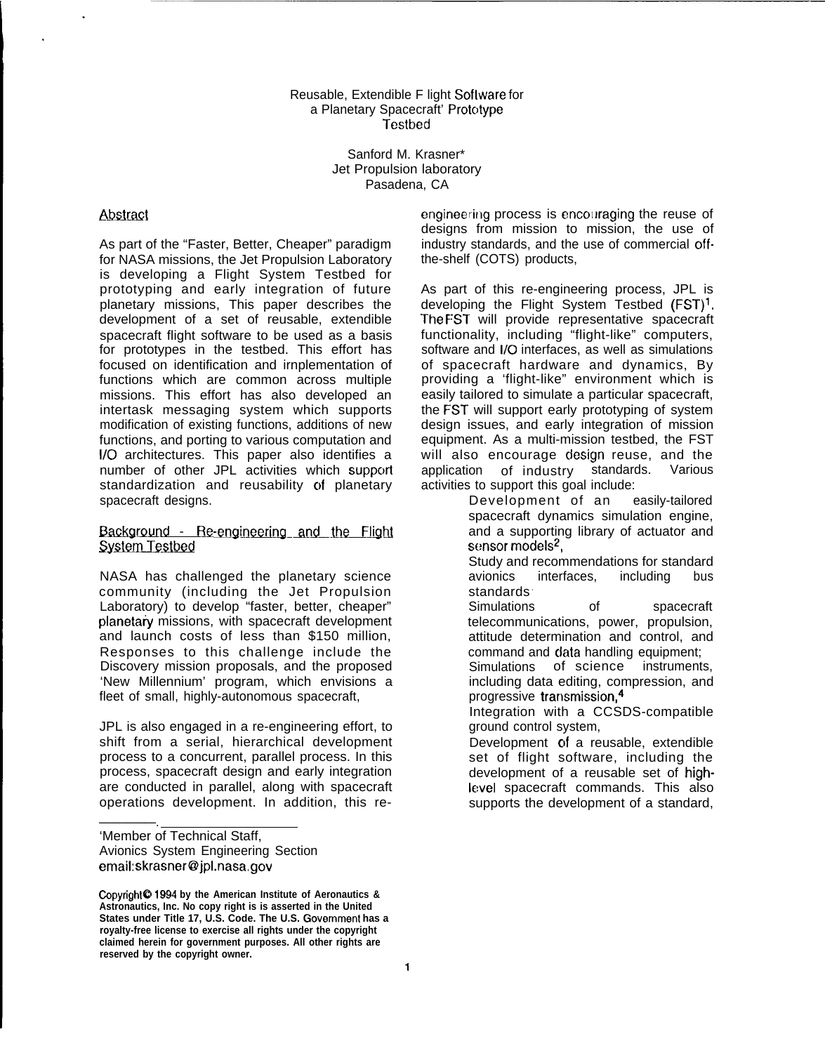# Reusable, Extendible Flight Software for a Planetary Spacecraft' Prototype Testbed

Sanford M. Krasner*
Jet Propulsion laboratory
Pasadena, CA

## Abstract

As part of the "Faster, Better, Cheaper" paradigm for NASA missions, the Jet Propulsion Laboratory is developing a Flight System Testbed for prototyping and early integration of future planetary missions, This paper describes the development of a set of reusable, extendible spacecraft flight software to be used as a basis for prototypes in the testbed. This effort has focused on identification and implementation of functions which are common across multiple missions. This effort has also developed an intertask messaging system which supports modification of existing functions, additions of new functions, and porting to various computation and I/O architectures. This paper also identifies a number of other JPL activities which support standardization and reusability of planetary spacecraft designs.

## Background - Re-engineering and the Flight System Testbed

NASA has challenged the planetary science community (including the Jet Propulsion Laboratory) to develop "faster, better, cheaper" planetary missions, with spacecraft development and launch costs of less than $150 million, Responses to this challenge include the Discovery mission proposals, and the proposed 'New Millennium' program, which envisions a fleet of small, highly-autonomous spacecraft,

JPL is also engaged in a re-engineering effort, to shift from a serial, hierarchical development process to a concurrent, parallel process. In this process, spacecraft design and early integration are conducted in parallel, along with spacecraft operations development. In addition, this re-engineering process is encouraging the reuse of designs from mission to mission, the use of industry standards, and the use of commercial off-the-shelf (COTS) products,

As part of this re-engineering process, JPL is developing the Flight System Testbed (FST)[1]. The FST will provide representative spacecraft functionality, including "flight-like" computers, software and I/O interfaces, as well as simulations of spacecraft hardware and dynamics, By providing a 'flight-like" environment which is easily tailored to simulate a particular spacecraft, the FST will support early prototyping of system design issues, and early integration of mission equipment. As a multi-mission testbed, the FST will also encourage design reuse, and the application of industry standards. Various activities to support this goal include:

- Development of an easily-tailored spacecraft dynamics simulation engine, and a supporting library of actuator and sensor models[2],
- Study and recommendations for standard avionics interfaces, including bus standards
- Simulations of spacecraft telecommunications, power, propulsion, attitude determination and control, and command and data handling equipment;
- Simulations of science instruments, including data editing, compression, and progressive transmission,[4]
- Integration with a CCSDS-compatible ground control system,
- Development of a reusable, extendible set of flight software, including the development of a reusable set of high-level spacecraft commands. This also supports the development of a standard,

---

'Member of Technical Staff,
Avionics System Engineering Section
email:skrasner@jpl.nasa.gov

**Copyright© 1994 by the American Institute of Aeronautics & Astronautics, Inc. No copy right is is asserted in the United States under Title 17, U.S. Code. The U.S. Government has a royalty-free license to exercise all rights under the copyright claimed herein for government purposes. All other rights are reserved by the copyright owner.**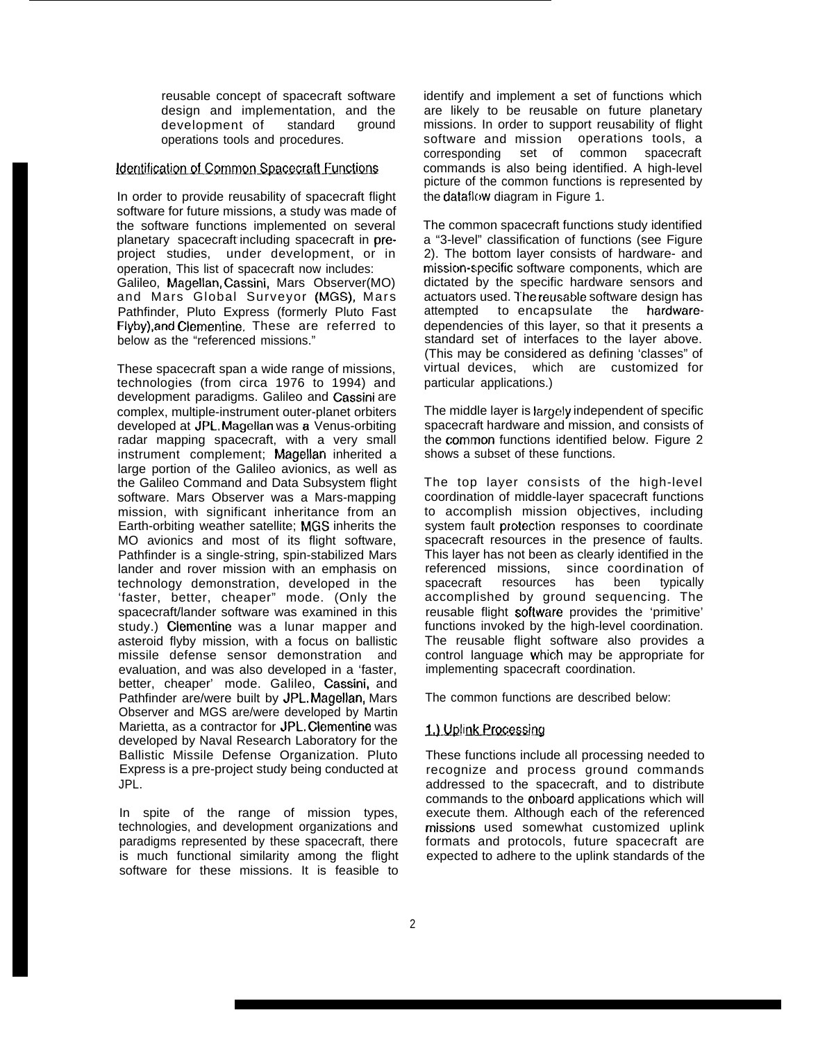reusable concept of spacecraft software design and implementation, and the development of standard ground operations tools and procedures.

## Identification of Common Spacecraft Functions

In order to provide reusability of spacecraft flight software for future missions, a study was made of the software functions implemented on several planetary spacecraft including spacecraft in pre-project studies, under development, or in operation, This list of spacecraft now includes: Galileo, Magellan, Cassini, Mars Observer(MO) and Mars Global Surveyor (MGS), Mars Pathfinder, Pluto Express (formerly Pluto Fast Flyby), and Clementine. These are referred to below as the "referenced missions."

These spacecraft span a wide range of missions, technologies (from circa 1976 to 1994) and development paradigms. Galileo and Cassini are complex, multiple-instrument outer-planet orbiters developed at JPL. Magellan was a Venus-orbiting radar mapping spacecraft, with a very small instrument complement; Magellan inherited a large portion of the Galileo avionics, as well as the Galileo Command and Data Subsystem flight software. Mars Observer was a Mars-mapping mission, with significant inheritance from an Earth-orbiting weather satellite; MGS inherits the MO avionics and most of its flight software, Pathfinder is a single-string, spin-stabilized Mars lander and rover mission with an emphasis on technology demonstration, developed in the 'faster, better, cheaper" mode. (Only the spacecraft/lander software was examined in this study.) Clementine was a lunar mapper and asteroid flyby mission, with a focus on ballistic missile defense sensor demonstration and evaluation, and was also developed in a 'faster, better, cheaper' mode. Galileo, Cassini, and Pathfinder are/were built by JPL. Magellan, Mars Observer and MGS are/were developed by Martin Marietta, as a contractor for JPL. Clementine was developed by Naval Research Laboratory for the Ballistic Missile Defense Organization. Pluto Express is a pre-project study being conducted at JPL.

In spite of the range of mission types, technologies, and development organizations and paradigms represented by these spacecraft, there is much functional similarity among the flight software for these missions. It is feasible to identify and implement a set of functions which are likely to be reusable on future planetary missions. In order to support reusability of flight software and mission operations tools, a corresponding set of common spacecraft commands is also being identified. A high-level picture of the common functions is represented by the dataflow diagram in Figure 1.

The common spacecraft functions study identified a "3-level" classification of functions (see Figure 2). The bottom layer consists of hardware- and mission-specific software components, which are dictated by the specific hardware sensors and actuators used. The reusable software design has attempted to encapsulate the hardware-dependencies of this layer, so that it presents a standard set of interfaces to the layer above. (This may be considered as defining 'classes" of virtual devices, which are customized for particular applications.)

The middle layer is largely independent of specific spacecraft hardware and mission, and consists of the common functions identified below. Figure 2 shows a subset of these functions.

The top layer consists of the high-level coordination of middle-layer spacecraft functions to accomplish mission objectives, including system fault protection responses to coordinate spacecraft resources in the presence of faults. This layer has not been as clearly identified in the referenced missions, since coordination of spacecraft resources has been typically accomplished by ground sequencing. The reusable flight software provides the 'primitive' functions invoked by the high-level coordination. The reusable flight software also provides a control language which may be appropriate for implementing spacecraft coordination.

The common functions are described below:

### 1.) Uplink Processing

These functions include all processing needed to recognize and process ground commands addressed to the spacecraft, and to distribute commands to the onboard applications which will execute them. Although each of the referenced missions used somewhat customized uplink formats and protocols, future spacecraft are expected to adhere to the uplink standards of the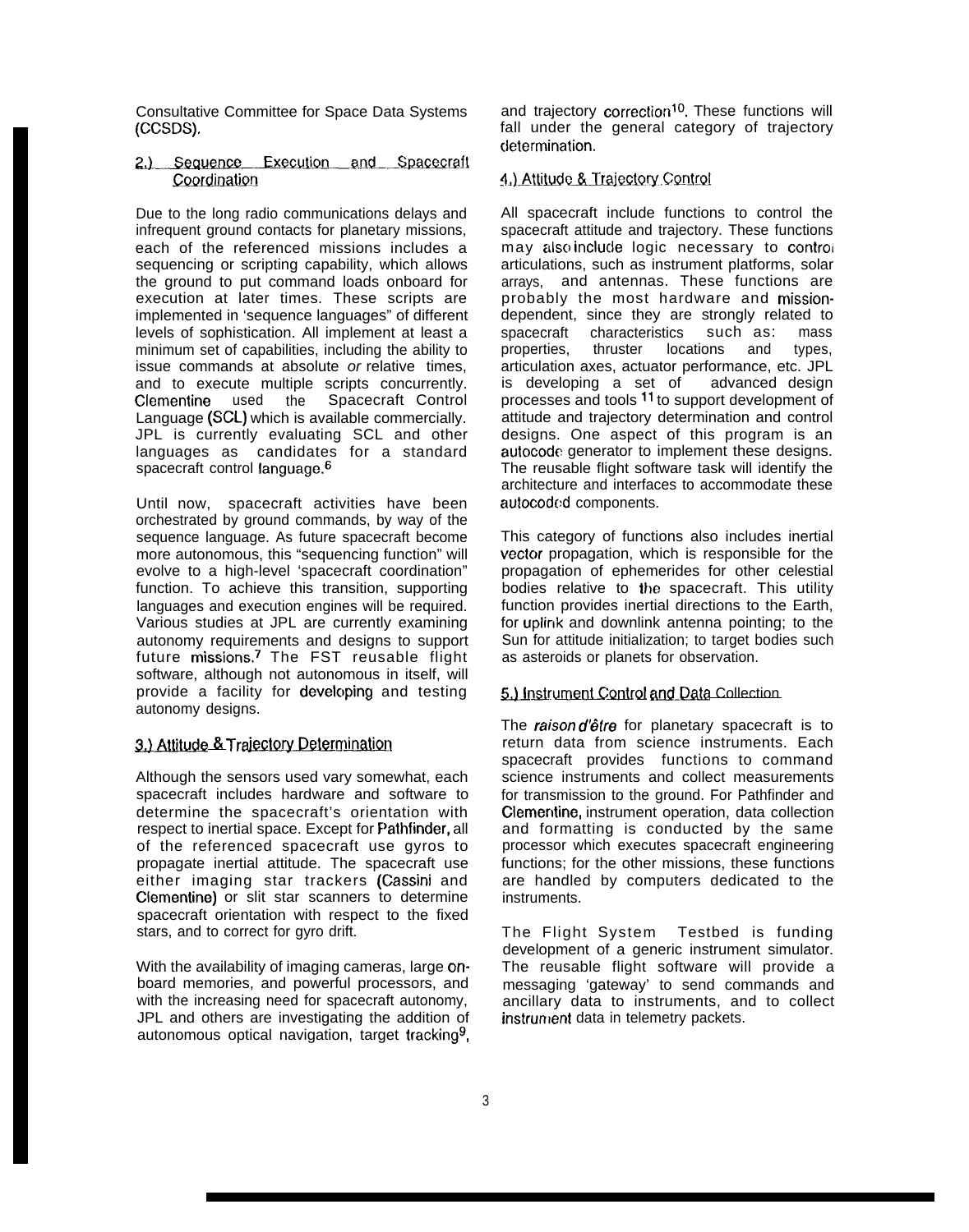Consultative Committee for Space Data Systems (CCSDS).

## 2.) Sequence Execution and Spacecraft Coordination

Due to the long radio communications delays and infrequent ground contacts for planetary missions, each of the referenced missions includes a sequencing or scripting capability, which allows the ground to put command loads onboard for execution at later times. These scripts are implemented in 'sequence languages" of different levels of sophistication. All implement at least a minimum set of capabilities, including the ability to issue commands at absolute *or* relative times, and to execute multiple scripts concurrently. Clementine used the Spacecraft Control Language (SCL) which is available commercially. JPL is currently evaluating SCL and other languages as candidates for a standard spacecraft control language.[6]

Until now, spacecraft activities have been orchestrated by ground commands, by way of the sequence language. As future spacecraft become more autonomous, this "sequencing function" will evolve to a high-level 'spacecraft coordination" function. To achieve this transition, supporting languages and execution engines will be required. Various studies at JPL are currently examining autonomy requirements and designs to support future missions.[7] The FST reusable flight software, although not autonomous in itself, will provide a facility for developing and testing autonomy designs.

## 3.) Attitude & Trajectory Determination

Although the sensors used vary somewhat, each spacecraft includes hardware and software to determine the spacecraft's orientation with respect to inertial space. Except for Pathfinder, all of the referenced spacecraft use gyros to propagate inertial attitude. The spacecraft use either imaging star trackers (Cassini and Clementine) or slit star scanners to determine spacecraft orientation with respect to the fixed stars, and to correct for gyro drift.

With the availability of imaging cameras, large on-board memories, and powerful processors, and with the increasing need for spacecraft autonomy, JPL and others are investigating the addition of autonomous optical navigation, target tracking[9], and trajectory correction[10]. These functions will fall under the general category of trajectory determination.

## 4.) Attitude & Trajectory Control

All spacecraft include functions to control the spacecraft attitude and trajectory. These functions may also include logic necessary to control articulations, such as instrument platforms, solar arrays, and antennas. These functions are probably the most hardware and mission-dependent, since they are strongly related to spacecraft characteristics such as: mass properties, thruster locations and types, articulation axes, actuator performance, etc. JPL is developing a set of advanced design processes and tools [11] to support development of attitude and trajectory determination and control designs. One aspect of this program is an autocode generator to implement these designs. The reusable flight software task will identify the architecture and interfaces to accommodate these autocoded components.

This category of functions also includes inertial vector propagation, which is responsible for the propagation of ephemerides for other celestial bodies relative to the spacecraft. This utility function provides inertial directions to the Earth, for uplink and downlink antenna pointing; to the Sun for attitude initialization; to target bodies such as asteroids or planets for observation.

## 5.) Instrument Control and Data Collection

The *raison d'être* for planetary spacecraft is to return data from science instruments. Each spacecraft provides functions to command science instruments and collect measurements for transmission to the ground. For Pathfinder and Clementine, instrument operation, data collection and formatting is conducted by the same processor which executes spacecraft engineering functions; for the other missions, these functions are handled by computers dedicated to the instruments.

The Flight System Testbed is funding development of a generic instrument simulator. The reusable flight software will provide a messaging 'gateway' to send commands and ancillary data to instruments, and to collect instrument data in telemetry packets.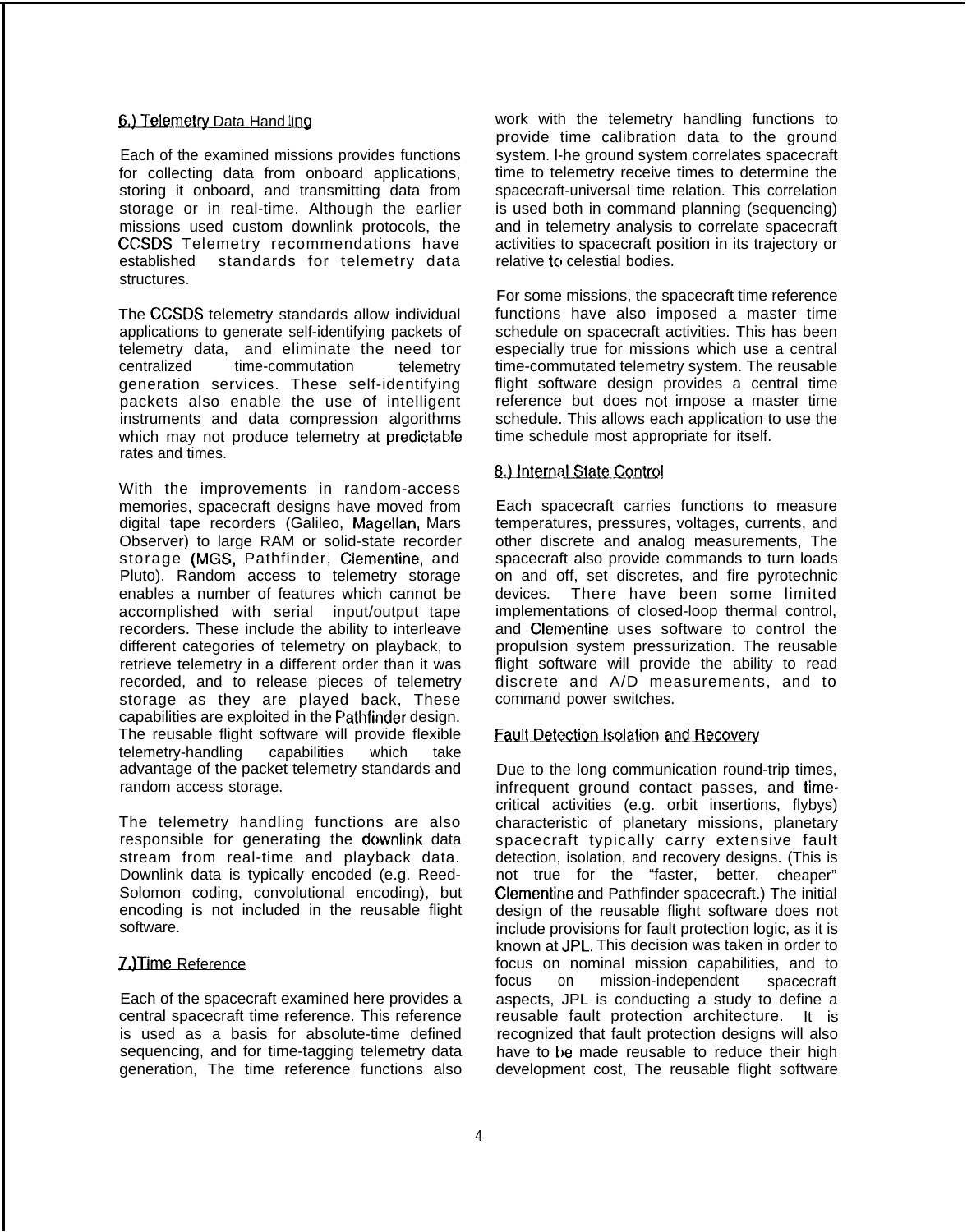### 6.) Telemetry Data Handling

Each of the examined missions provides functions for collecting data from onboard applications, storing it onboard, and transmitting data from storage or in real-time. Although the earlier missions used custom downlink protocols, the CCSDS Telemetry recommendations have established standards for telemetry data structures.

The CCSDS telemetry standards allow individual applications to generate self-identifying packets of telemetry data, and eliminate the need tor centralized time-commutation telemetry generation services. These self-identifying packets also enable the use of intelligent instruments and data compression algorithms which may not produce telemetry at predictable rates and times.

With the improvements in random-access memories, spacecraft designs have moved from digital tape recorders (Galileo, Magellan, Mars Observer) to large RAM or solid-state recorder storage (MGS, Pathfinder, Clementine, and Pluto). Random access to telemetry storage enables a number of features which cannot be accomplished with serial input/output tape recorders. These include the ability to interleave different categories of telemetry on playback, to retrieve telemetry in a different order than it was recorded, and to release pieces of telemetry storage as they are played back, These capabilities are exploited in the Pathfinder design. The reusable flight software will provide flexible telemetry-handling capabilities which take advantage of the packet telemetry standards and random access storage.

The telemetry handling functions are also responsible for generating the downlink data stream from real-time and playback data. Downlink data is typically encoded (e.g. Reed-Solomon coding, convolutional encoding), but encoding is not included in the reusable flight software.

### 7.)Time Reference

Each of the spacecraft examined here provides a central spacecraft time reference. This reference is used as a basis for absolute-time defined sequencing, and for time-tagging telemetry data generation, The time reference functions also work with the telemetry handling functions to provide time calibration data to the ground system. l-he ground system correlates spacecraft time to telemetry receive times to determine the spacecraft-universal time relation. This correlation is used both in command planning (sequencing) and in telemetry analysis to correlate spacecraft activities to spacecraft position in its trajectory or relative to celestial bodies.

For some missions, the spacecraft time reference functions have also imposed a master time schedule on spacecraft activities. This has been especially true for missions which use a central time-commutated telemetry system. The reusable flight software design provides a central time reference but does not impose a master time schedule. This allows each application to use the time schedule most appropriate for itself.

### 8.) Internal State Control

Each spacecraft carries functions to measure temperatures, pressures, voltages, currents, and other discrete and analog measurements, The spacecraft also provide commands to turn loads on and off, set discretes, and fire pyrotechnic devices. There have been some limited implementations of closed-loop thermal control, and Clementine uses software to control the propulsion system pressurization. The reusable flight software will provide the ability to read discrete and A/D measurements, and to command power switches.

### Fault Detection Isolation and Recovery

Due to the long communication round-trip times, infrequent ground contact passes, and time-critical activities (e.g. orbit insertions, flybys) characteristic of planetary missions, planetary spacecraft typically carry extensive fault detection, isolation, and recovery designs. (This is not true for the "faster, better, cheaper" Clementine and Pathfinder spacecraft.) The initial design of the reusable flight software does not include provisions for fault protection logic, as it is known at JPL. This decision was taken in order to focus on nominal mission capabilities, and to focus on mission-independent spacecraft aspects, JPL is conducting a study to define a reusable fault protection architecture. It is recognized that fault protection designs will also have to be made reusable to reduce their high development cost, The reusable flight software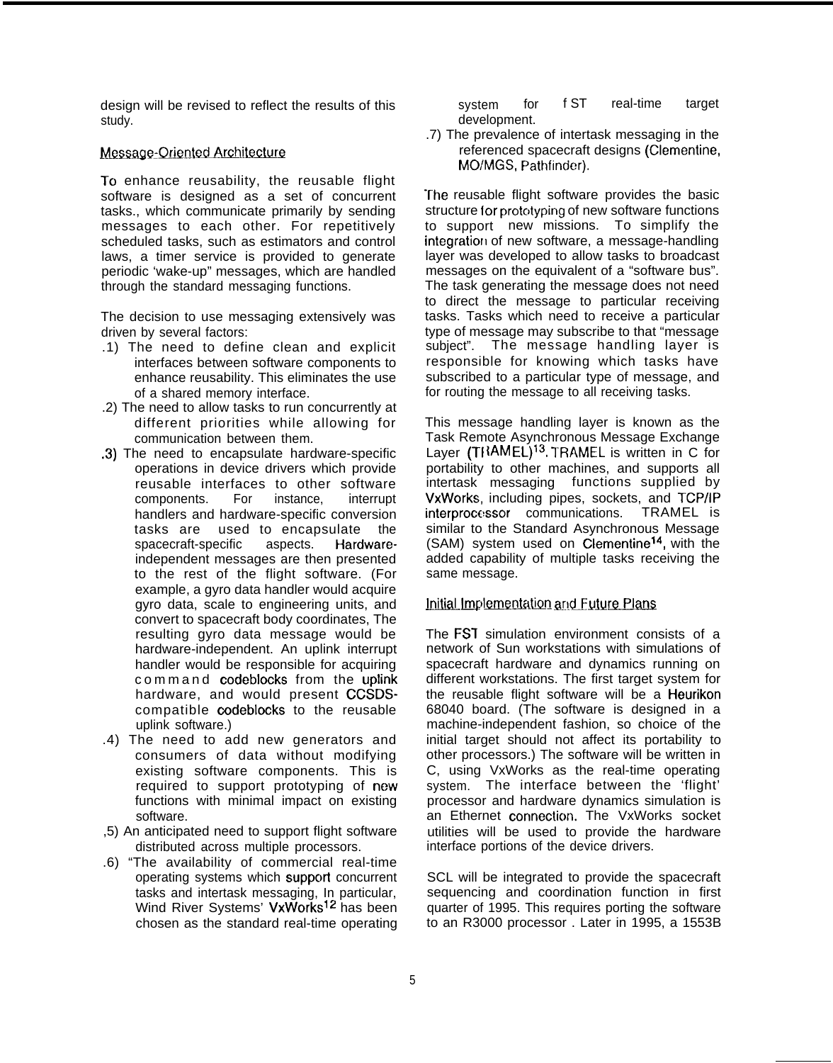design will be revised to reflect the results of this study.

## Message-Oriented Architecture

To enhance reusability, the reusable flight software is designed as a set of concurrent tasks., which communicate primarily by sending messages to each other. For repetitively scheduled tasks, such as estimators and control laws, a timer service is provided to generate periodic 'wake-up" messages, which are handled through the standard messaging functions.

The decision to use messaging extensively was driven by several factors:

.1) The need to define clean and explicit interfaces between software components to enhance reusability. This eliminates the use of a shared memory interface.

.2) The need to allow tasks to run concurrently at different priorities while allowing for communication between them.

.3) The need to encapsulate hardware-specific operations in device drivers which provide reusable interfaces to other software components. For instance, interrupt handlers and hardware-specific conversion tasks are used to encapsulate the spacecraft-specific aspects. Hardware-independent messages are then presented to the rest of the flight software. (For example, a gyro data handler would acquire gyro data, scale to engineering units, and convert to spacecraft body coordinates, The resulting gyro data message would be hardware-independent. An uplink interrupt handler would be responsible for acquiring command codeblocks from the uplink hardware, and would present CCSDS-compatible codeblocks to the reusable uplink software.)

.4) The need to add new generators and consumers of data without modifying existing software components. This is required to support prototyping of new functions with minimal impact on existing software.

,5) An anticipated need to support flight software distributed across multiple processors.

.6) "The availability of commercial real-time operating systems which support concurrent tasks and intertask messaging, In particular, Wind River Systems' VxWorks[12] has been chosen as the standard real-time operating system for f ST real-time target development.

.7) The prevalence of intertask messaging in the referenced spacecraft designs (Clementine, MO/MGS, Pathfinder).

The reusable flight software provides the basic structure for prototyping of new software functions to support new missions. To simplify the integration of new software, a message-handling layer was developed to allow tasks to broadcast messages on the equivalent of a "software bus". The task generating the message does not need to direct the message to particular receiving tasks. Tasks which need to receive a particular type of message may subscribe to that "message subject". The message handling layer is responsible for knowing which tasks have subscribed to a particular type of message, and for routing the message to all receiving tasks.

This message handling layer is known as the Task Remote Asynchronous Message Exchange Layer (TRAMEL)[13]. TRAMEL is written in C for portability to other machines, and supports all intertask messaging functions supplied by VxWorks, including pipes, sockets, and TCP/IP interprocessor communications. TRAMEL is similar to the Standard Asynchronous Message (SAM) system used on Clementine[14], with the added capability of multiple tasks receiving the same message.

## Initial Implementation and Future Plans

The FST simulation environment consists of a network of Sun workstations with simulations of spacecraft hardware and dynamics running on different workstations. The first target system for the reusable flight software will be a Heurikon 68040 board. (The software is designed in a machine-independent fashion, so choice of the initial target should not affect its portability to other processors.) The software will be written in C, using VxWorks as the real-time operating system. The interface between the 'flight' processor and hardware dynamics simulation is an Ethernet connection. The VxWorks socket utilities will be used to provide the hardware interface portions of the device drivers.

SCL will be integrated to provide the spacecraft sequencing and coordination function in first quarter of 1995. This requires porting the software to an R3000 processor . Later in 1995, a 1553B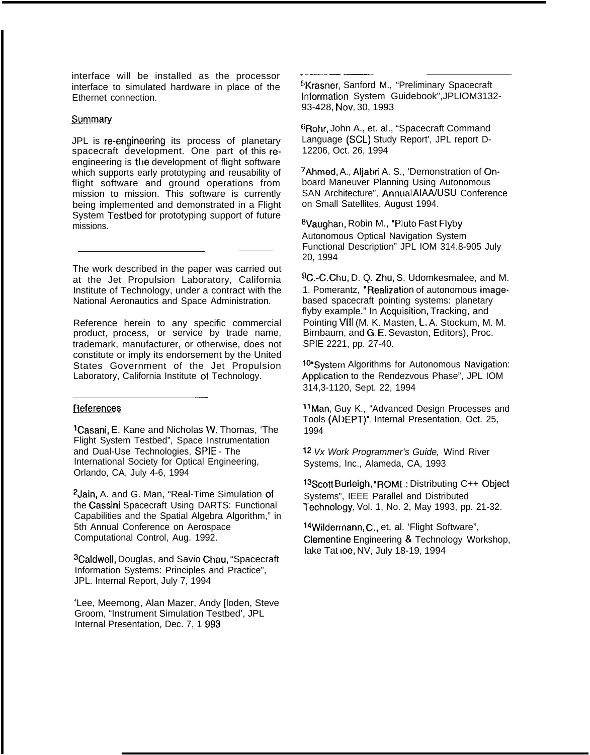interface will be installed as the processor interface to simulated hardware in place of the Ethernet connection.

## Summary

JPL is re-engineering its process of planetary spacecraft development. One part of this re-engineering is the development of flight software which supports early prototyping and reusability of flight software and ground operations from mission to mission. This software is currently being implemented and demonstrated in a Flight System Testbed for prototyping support of future missions.

The work described in the paper was carried out at the Jet Propulsion Laboratory, California Institute of Technology, under a contract with the National Aeronautics and Space Administration.

Reference herein to any specific commercial product, process, or service by trade name, trademark, manufacturer, or otherwise, does not constitute or imply its endorsement by the United States Government of the Jet Propulsion Laboratory, California Institute of Technology.

## References

[1]Casani, E. Kane and Nicholas W. Thomas, 'The Flight System Testbed", Space Instrumentation and Dual-Use Technologies, SPIE - The International Society for Optical Engineering, Orlando, CA, July 4-6, 1994

[2]Jain, A. and G. Man, "Real-Time Simulation of the Cassini Spacecraft Using DARTS: Functional Capabilities and the Spatial Algebra Algorithm," in 5th Annual Conference on Aerospace Computational Control, Aug. 1992.

[3]Caldwell, Douglas, and Savio Chau, "Spacecraft Information Systems: Principles and Practice", JPL. Internal Report, July 7, 1994

[4]Lee, Meemong, Alan Mazer, Andy [loden, Steve Groom, "Instrument Simulation Testbed', JPL Internal Presentation, Dec. 7, 1 993

[5]Krasner, Sanford M., "Preliminary Spacecraft Information System Guidebook",JPLIOM3132-93-428, Nov. 30, 1993

[6]Rohr, John A., et. al., "Spacecraft Command Language (SCL) Study Report', JPL report D-12206, Oct. 26, 1994

[7]Ahmed, A., Aljabri A. S., 'Demonstration of On-board Maneuver Planning Using Autonomous SAN Architecture", Annual AIAA/USU Conference on Small Satellites, August 1994.

[8]Vaughan, Robin M., "Pluto Fast Flyby Autonomous Optical Navigation System Functional Description" JPL IOM 314.8-905 July 20, 1994

[9]C.-C. Chu, D. Q. Zhu, S. Udomkesmalee, and M. 1. Pomerantz, "Realization of autonomous image-based spacecraft pointing systems: planetary flyby example." In Acquisition, Tracking, and Pointing VIII (M. K. Masten, L. A. Stockum, M. M. Birnbaum, and G. E. Sevaston, Editors), Proc. SPIE 2221, pp. 27-40.

[10]"System Algorithms for Autonomous Navigation: Application to the Rendezvous Phase", JPL IOM 314,3-1120, Sept. 22, 1994

[11]Man, Guy K., "Advanced Design Processes and Tools (ADEPT)", Internal Presentation, Oct. 25, 1994

[12] *Vx Work Programmer's Guide,* Wind River Systems, Inc., Alameda, CA, 1993

[13]Scott Burleigh, "ROME: Distributing C++ Object Systems", IEEE Parallel and Distributed Technology, Vol. 1, No. 2, May 1993, pp. 21-32.

[14]Wildermann, C., et, al. 'Flight Software", Clementine Engineering & Technology Workshop, lake Tahoe, NV, July 18-19, 1994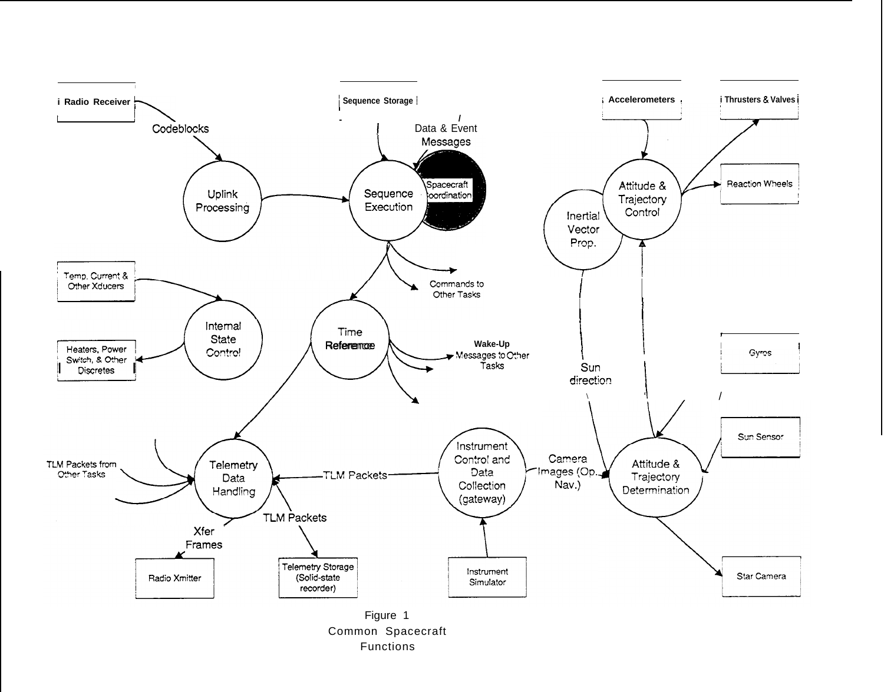Radio Receiver

Codeblocks

Uplink Processing

Sequence Storage

Data & Event Messages

Sequence Execution

Spacecraft Coordination

Commands to Other Tasks

Accelerometers

Thrusters & Valves

Attitude & Trajectory Control

Reaction Wheels

Inertial Vector Prop.

Temp, Current & Other Xducers

Internal State Control

Heaters, Power Switch, & Other Discretes

Time Reference

Wake-Up Messages to Other Tasks

Sun direction

Gyros

Sun Sensor

TLM Packets from Other Tasks

Telemetry Data Handling

TLM Packets

Instrument Control and Data Collection (gateway)

Camera Images (Op. Nav.)

Attitude & Trajectory Determination

Xfer Frames

TLM Packets

Radio Xmitter

Telemetry Storage (Solid-state recorder)

Instrument Simulator

Star Camera

Figure 1

Common Spacecraft Functions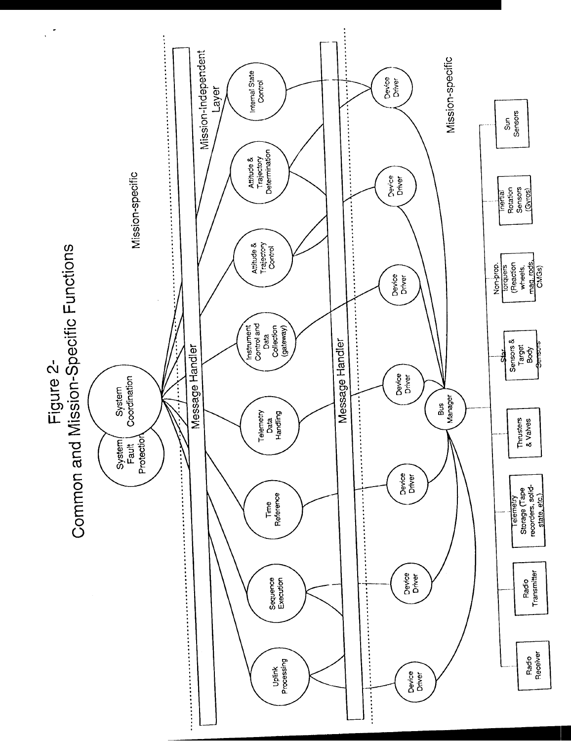Figure 2-
Common and Mission-Specific Functions

Mission-specific

Mission-Independent Layer

Mission-specific

System Fault Protection

System Coordination

Message Handler

Uplink Processing

Sequence Execution

Time Reference

Telemetry Data Handling

Instrument Control and Data Collection (gateway)

Attitude & Trajectory Control

Attitude & Trajectory Determination

Internal State Control

Message Handler

Device Driver

Device Driver

Device Driver

Device Driver

Device Driver

Device Driver

Device Driver

Bus Manager

Radio Receiver

Radio Transmitter

Telemetry Storage (Tape recorders, solid-state, etc.)

Thrusters & Valves

Star Sensors & Target Body Sensors

Non-prop. torquers (Reaction wheels, mag. rods, CMGs)

Inertial Rotation Sensors (Gyros)

Sun Sensors